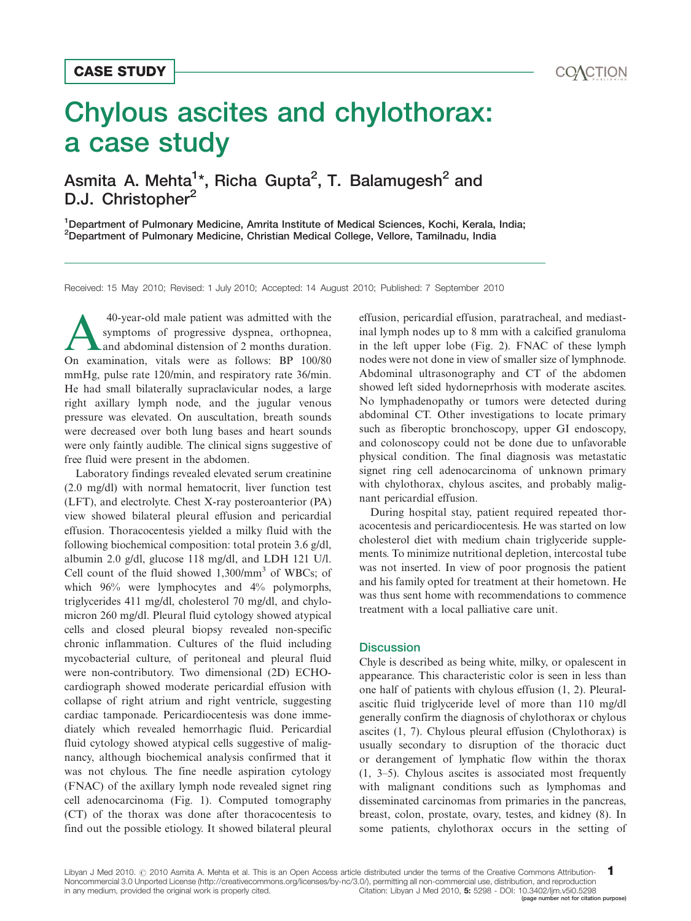CASE STUDY

# Chylous ascites and chylothorax: a case study

Asmita A. Mehta[1]*, Richa Gupta[2], T. Balamugesh[2] and D.J. Christopher[2]

[1]Department of Pulmonary Medicine, Amrita Institute of Medical Sciences, Kochi, Kerala, India;
[2]Department of Pulmonary Medicine, Christian Medical College, Vellore, Tamilnadu, India

Received: 15 May 2010; Revised: 1 July 2010; Accepted: 14 August 2010; Published: 7 September 2010

A 40-year-old male patient was admitted with the symptoms of progressive dyspnea, orthopnea, and abdominal distension of 2 months duration. On examination, vitals were as follows: BP 100/80 mmHg, pulse rate 120/min, and respiratory rate 36/min. He had small bilaterally supraclavicular nodes, a large right axillary lymph node, and the jugular venous pressure was elevated. On auscultation, breath sounds were decreased over both lung bases and heart sounds were only faintly audible. The clinical signs suggestive of free fluid were present in the abdomen.

Laboratory findings revealed elevated serum creatinine (2.0 mg/dl) with normal hematocrit, liver function test (LFT), and electrolyte. Chest X-ray posteroanterior (PA) view showed bilateral pleural effusion and pericardial effusion. Thoracocentesis yielded a milky fluid with the following biochemical composition: total protein 3.6 g/dl, albumin 2.0 g/dl, glucose 118 mg/dl, and LDH 121 U/l. Cell count of the fluid showed 1,300/mm$^3$ of WBCs; of which 96% were lymphocytes and 4% polymorphs, triglycerides 411 mg/dl, cholesterol 70 mg/dl, and chylomicron 260 mg/dl. Pleural fluid cytology showed atypical cells and closed pleural biopsy revealed non-specific chronic inflammation. Cultures of the fluid including mycobacterial culture, of peritoneal and pleural fluid were non-contributory. Two dimensional (2D) ECHO-cardiograph showed moderate pericardial effusion with collapse of right atrium and right ventricle, suggesting cardiac tamponade. Pericardiocentesis was done immediately which revealed hemorrhagic fluid. Pericardial fluid cytology showed atypical cells suggestive of malignancy, although biochemical analysis confirmed that it was not chylous. The fine needle aspiration cytology (FNAC) of the axillary lymph node revealed signet ring cell adenocarcinoma (Fig. 1). Computed tomography (CT) of the thorax was done after thoracocentesis to find out the possible etiology. It showed bilateral pleural effusion, pericardial effusion, paratracheal, and mediastinal lymph nodes up to 8 mm with a calcified granuloma in the left upper lobe (Fig. 2). FNAC of these lymph nodes were not done in view of smaller size of lymphnode. Abdominal ultrasonography and CT of the abdomen showed left sided hydornephrosis with moderate ascites. No lymphadenopathy or tumors were detected during abdominal CT. Other investigations to locate primary such as fiberoptic bronchoscopy, upper GI endoscopy, and colonoscopy could not be done due to unfavorable physical condition. The final diagnosis was metastatic signet ring cell adenocarcinoma of unknown primary with chylothorax, chylous ascites, and probably malignant pericardial effusion.

During hospital stay, patient required repeated thoracocentesis and pericardiocentesis. He was started on low cholesterol diet with medium chain triglyceride supplements. To minimize nutritional depletion, intercostal tube was not inserted. In view of poor prognosis the patient and his family opted for treatment at their hometown. He was thus sent home with recommendations to commence treatment with a local palliative care unit.

## Discussion

Chyle is described as being white, milky, or opalescent in appearance. This characteristic color is seen in less than one half of patients with chylous effusion (1, 2). Pleural-ascitic fluid triglyceride level of more than 110 mg/dl generally confirm the diagnosis of chylothorax or chylous ascites (1, 7). Chylous pleural effusion (Chylothorax) is usually secondary to disruption of the thoracic duct or derangement of lymphatic flow within the thorax (1, 3–5). Chylous ascites is associated most frequently with malignant conditions such as lymphomas and disseminated carcinomas from primaries in the pancreas, breast, colon, prostate, ovary, testes, and kidney (8). In some patients, chylothorax occurs in the setting of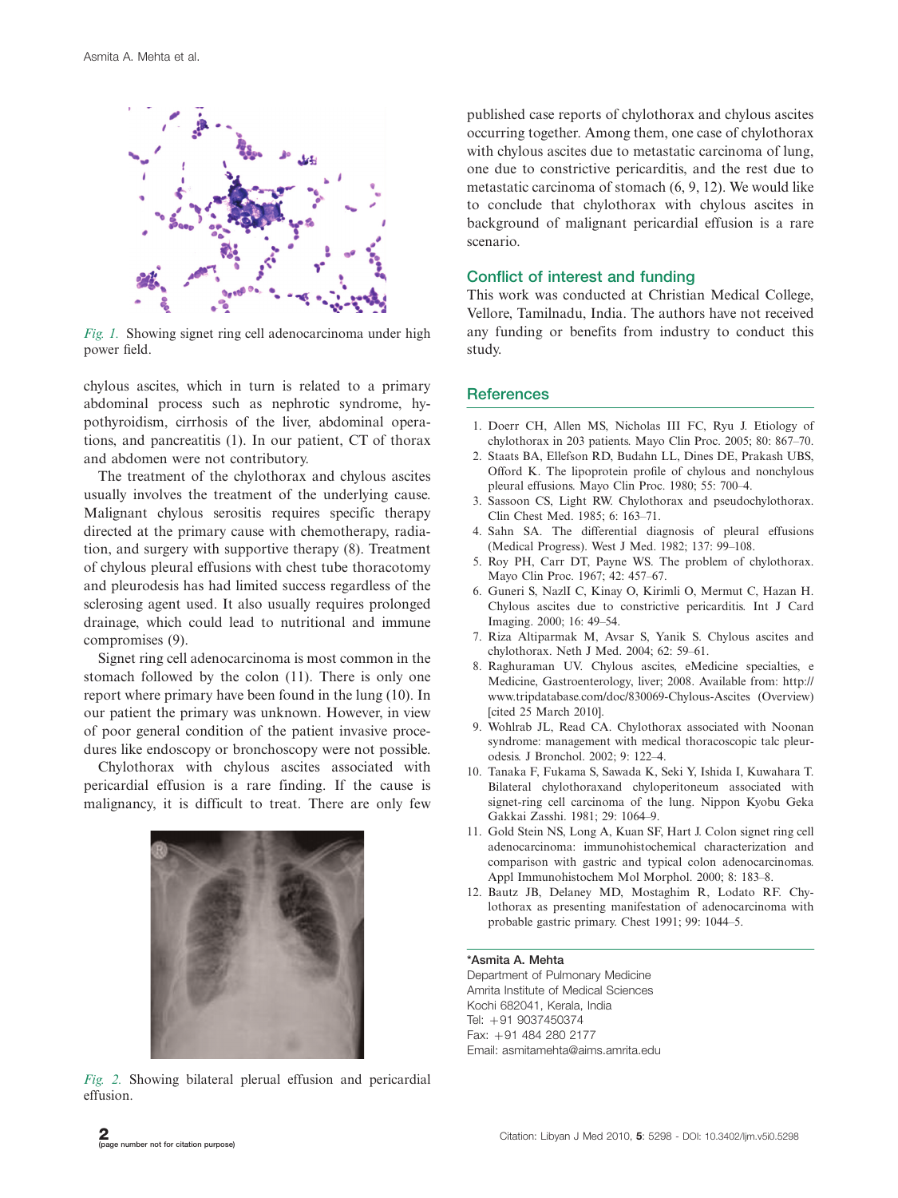*Fig. 1.* Showing signet ring cell adenocarcinoma under high power field.

chylous ascites, which in turn is related to a primary abdominal process such as nephrotic syndrome, hypothyroidism, cirrhosis of the liver, abdominal operations, and pancreatitis (1). In our patient, CT of thorax and abdomen were not contributory.

The treatment of the chylothorax and chylous ascites usually involves the treatment of the underlying cause. Malignant chylous serositis requires specific therapy directed at the primary cause with chemotherapy, radiation, and surgery with supportive therapy (8). Treatment of chylous pleural effusions with chest tube thoracotomy and pleurodesis has had limited success regardless of the sclerosing agent used. It also usually requires prolonged drainage, which could lead to nutritional and immune compromises (9).

Signet ring cell adenocarcinoma is most common in the stomach followed by the colon (11). There is only one report where primary have been found in the lung (10). In our patient the primary was unknown. However, in view of poor general condition of the patient invasive procedures like endoscopy or bronchoscopy were not possible.

Chylothorax with chylous ascites associated with pericardial effusion is a rare finding. If the cause is malignancy, it is difficult to treat. There are only few published case reports of chylothorax and chylous ascites occurring together. Among them, one case of chylothorax with chylous ascites due to metastatic carcinoma of lung, one due to constrictive pericarditis, and the rest due to metastatic carcinoma of stomach (6, 9, 12). We would like to conclude that chylothorax with chylous ascites in background of malignant pericardial effusion is a rare scenario.

*Fig. 2.* Showing bilateral plerual effusion and pericardial effusion.

## Conflict of interest and funding

This work was conducted at Christian Medical College, Vellore, Tamilnadu, India. The authors have not received any funding or benefits from industry to conduct this study.

## References

1. Doerr CH, Allen MS, Nicholas III FC, Ryu J. Etiology of chylothorax in 203 patients. Mayo Clin Proc. 2005; 80: 867–70.
2. Staats BA, Ellefson RD, Budahn LL, Dines DE, Prakash UBS, Offord K. The lipoprotein profile of chylous and nonchylous pleural effusions. Mayo Clin Proc. 1980; 55: 700–4.
3. Sassoon CS, Light RW. Chylothorax and pseudochylothorax. Clin Chest Med. 1985; 6: 163–71.
4. Sahn SA. The differential diagnosis of pleural effusions (Medical Progress). West J Med. 1982; 137: 99–108.
5. Roy PH, Carr DT, Payne WS. The problem of chylothorax. Mayo Clin Proc. 1967; 42: 457–67.
6. Guneri S, NazlI C, Kinay O, Kirimli O, Mermut C, Hazan H. Chylous ascites due to constrictive pericarditis. Int J Card Imaging. 2000; 16: 49–54.
7. Riza Altiparmak M, Avsar S, Yanik S. Chylous ascites and chylothorax. Neth J Med. 2004; 62: 59–61.
8. Raghuraman UV. Chylous ascites, eMedicine specialties, e Medicine, Gastroenterology, liver; 2008. Available from: http://www.tripdatabase.com/doc/830069-Chylous-Ascites (Overview) [cited 25 March 2010].
9. Wohlrab JL, Read CA. Chylothorax associated with Noonan syndrome: management with medical thoracoscopic talc pleurodesis. J Bronchol. 2002; 9: 122–4.
10. Tanaka F, Fukama S, Sawada K, Seki Y, Ishida I, Kuwahara T. Bilateral chylothoraxand chyloperitoneum associated with signet-ring cell carcinoma of the lung. Nippon Kyobu Geka Gakkai Zasshi. 1981; 29: 1064–9.
11. Gold Stein NS, Long A, Kuan SF, Hart J. Colon signet ring cell adenocarcinoma: immunohistochemical characterization and comparison with gastric and typical colon adenocarcinomas. Appl Immunohistochem Mol Morphol. 2000; 8: 183–8.
12. Bautz JB, Delaney MD, Mostaghim R, Lodato RF. Chylothorax as presenting manifestation of adenocarcinoma with probable gastric primary. Chest 1991; 99: 1044–5.

**\*Asmita A. Mehta**
Department of Pulmonary Medicine
Amrita Institute of Medical Sciences
Kochi 682041, Kerala, India
Tel: +91 9037450374
Fax: +91 484 280 2177
Email: asmitamehta@aims.amrita.edu